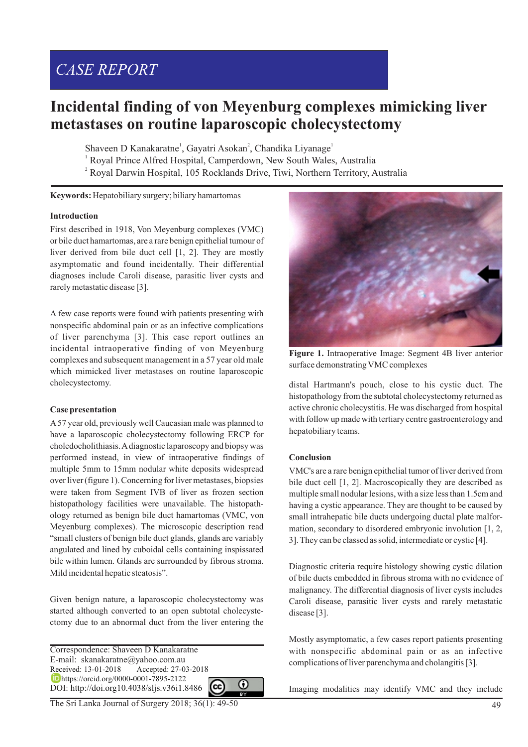CASE REPORT

# Incidental finding of von Meyenburg complexes mimicking liver metastases on routine laparoscopic cholecystectomy

Shaveen D Kanakaratne[1], Gayatri Asokan[2], Chandika Liyanage[1]

[1] Royal Prince Alfred Hospital, Camperdown, New South Wales, Australia

[2] Royal Darwin Hospital, 105 Rocklands Drive, Tiwi, Northern Territory, Australia

**Keywords:** Hepatobiliary surgery; biliary hamartomas

## Introduction

First described in 1918, Von Meyenburg complexes (VMC) or bile duct hamartomas, are a rare benign epithelial tumour of liver derived from bile duct cell [1, 2]. They are mostly asymptomatic and found incidentally. Their differential diagnoses include Caroli disease, parasitic liver cysts and rarely metastatic disease [3].

A few case reports were found with patients presenting with nonspecific abdominal pain or as an infective complications of liver parenchyma [3]. This case report outlines an incidental intraoperative finding of von Meyenburg complexes and subsequent management in a 57 year old male which mimicked liver metastases on routine laparoscopic cholecystectomy.

## Case presentation

A 57 year old, previously well Caucasian male was planned to have a laparoscopic cholecystectomy following ERCP for choledocholithiasis. A diagnostic laparoscopy and biopsy was performed instead, in view of intraoperative findings of multiple 5mm to 15mm nodular white deposits widespread over liver (figure 1). Concerning for liver metastases, biopsies were taken from Segment IVB of liver as frozen section histopathology facilities were unavailable. The histopathology returned as benign bile duct hamartomas (VMC, von Meyenburg complexes). The microscopic description read "small clusters of benign bile duct glands, glands are variably angulated and lined by cuboidal cells containing inspissated bile within lumen. Glands are surrounded by fibrous stroma. Mild incidental hepatic steatosis".

Given benign nature, a laparoscopic cholecystectomy was started although converted to an open subtotal cholecystectomy due to an abnormal duct from the liver entering the distal Hartmann's pouch, close to his cystic duct. The histopathology from the subtotal cholecystectomy returned as active chronic cholecystitis. He was discharged from hospital with follow up made with tertiary centre gastroenterology and hepatobiliary teams.

**Figure 1.** Intraoperative Image: Segment 4B liver anterior surface demonstrating VMC complexes

## Conclusion

VMC's are a rare benign epithelial tumor of liver derived from bile duct cell [1, 2]. Macroscopically they are described as multiple small nodular lesions, with a size less than 1.5cm and having a cystic appearance. They are thought to be caused by small intrahepatic bile ducts undergoing ductal plate malformation, secondary to disordered embryonic involution [1, 2, 3]. They can be classed as solid, intermediate or cystic [4].

Diagnostic criteria require histology showing cystic dilation of bile ducts embedded in fibrous stroma with no evidence of malignancy. The differential diagnosis of liver cysts includes Caroli disease, parasitic liver cysts and rarely metastatic disease [3].

Mostly asymptomatic, a few cases report patients presenting with nonspecific abdominal pain or as an infective complications of liver parenchyma and cholangitis [3].

Imaging modalities may identify VMC and they include

Correspondence: Shaveen D Kanakaratne
E-mail: skanakaratne@yahoo.com.au
Received: 13-01-2018 Accepted: 27-03-2018
https://orcid.org/0000-0001-7895-2122
DOI: http://doi.org10.4038/sljs.v36i1.8486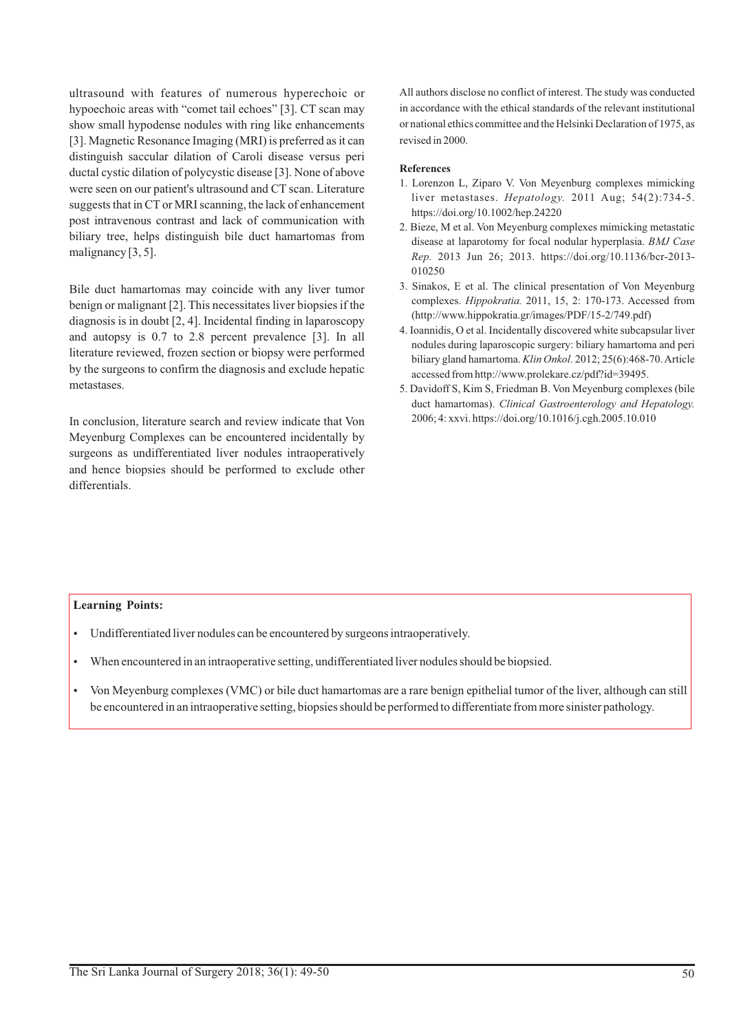ultrasound with features of numerous hyperechoic or hypoechoic areas with "comet tail echoes" [3]. CT scan may show small hypodense nodules with ring like enhancements [3]. Magnetic Resonance Imaging (MRI) is preferred as it can distinguish saccular dilation of Caroli disease versus peri ductal cystic dilation of polycystic disease [3]. None of above were seen on our patient's ultrasound and CT scan. Literature suggests that in CT or MRI scanning, the lack of enhancement post intravenous contrast and lack of communication with biliary tree, helps distinguish bile duct hamartomas from malignancy [3, 5].

Bile duct hamartomas may coincide with any liver tumor benign or malignant [2]. This necessitates liver biopsies if the diagnosis is in doubt [2, 4]. Incidental finding in laparoscopy and autopsy is 0.7 to 2.8 percent prevalence [3]. In all literature reviewed, frozen section or biopsy were performed by the surgeons to confirm the diagnosis and exclude hepatic metastases.

In conclusion, literature search and review indicate that Von Meyenburg Complexes can be encountered incidentally by surgeons as undifferentiated liver nodules intraoperatively and hence biopsies should be performed to exclude other differentials.

All authors disclose no conflict of interest. The study was conducted in accordance with the ethical standards of the relevant institutional or national ethics committee and the Helsinki Declaration of 1975, as revised in 2000.

**References**

1. Lorenzon L, Ziparo V. Von Meyenburg complexes mimicking liver metastases. *Hepatology.* 2011 Aug; 54(2):734-5. https://doi.org/10.1002/hep.24220
2. Bieze, M et al. Von Meyenburg complexes mimicking metastatic disease at laparotomy for focal nodular hyperplasia. *BMJ Case Rep.* 2013 Jun 26; 2013. https://doi.org/10.1136/bcr-2013-010250
3. Sinakos, E et al. The clinical presentation of Von Meyenburg complexes. *Hippokratia.* 2011, 15, 2: 170-173. Accessed from (http://www.hippokratia.gr/images/PDF/15-2/749.pdf)
4. Ioannidis, O et al. Incidentally discovered white subcapsular liver nodules during laparoscopic surgery: biliary hamartoma and peri biliary gland hamartoma. *Klin Onkol.* 2012; 25(6):468-70. Article accessed from http://www.prolekare.cz/pdf?id=39495.
5. Davidoff S, Kim S, Friedman B. Von Meyenburg complexes (bile duct hamartomas). *Clinical Gastroenterology and Hepatology.* 2006; 4: xxvi. https://doi.org/10.1016/j.cgh.2005.10.010

**Learning Points:**

- Undifferentiated liver nodules can be encountered by surgeons intraoperatively.
- When encountered in an intraoperative setting, undifferentiated liver nodules should be biopsied.
- Von Meyenburg complexes (VMC) or bile duct hamartomas are a rare benign epithelial tumor of the liver, although can still be encountered in an intraoperative setting, biopsies should be performed to differentiate from more sinister pathology.